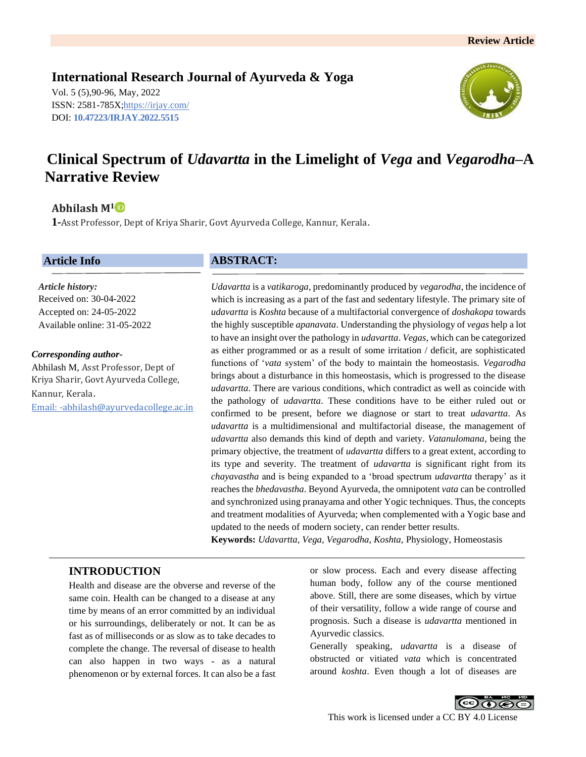Review Article

**International Research Journal of Ayurveda & Yoga**

Vol. 5 (5),90-96, May, 2022
ISSN: 2581-785X;https://irjay.com/
DOI: **10.47223/IRJAY.2022.5515**

# Clinical Spectrum of *Udavartta* in the Limelight of *Vega* and *Vegarodha*–A Narrative Review

**Abhilash M[1]**

**1-**Asst Professor, Dept of Kriya Sharir, Govt Ayurveda College, Kannur, Kerala.

## Article Info

*Article history:*
Received on: 30-04-2022
Accepted on: 24-05-2022
Available online: 31-05-2022

*Corresponding author-*
Abhilash M, Asst Professor, Dept of Kriya Sharir, Govt Ayurveda College, Kannur, Kerala.
Email: -abhilash@ayurvedacollege.ac.in

## ABSTRACT:

*Udavartta* is a *vatikaroga*, predominantly produced by *vegarodha*, the incidence of which is increasing as a part of the fast and sedentary lifestyle. The primary site of *udavartta* is *Koshta* because of a multifactorial convergence of *doshakopa* towards the highly susceptible *apanavata*. Understanding the physiology of *vegas* help a lot to have an insight over the pathology in *udavartta*. *Vegas*, which can be categorized as either programmed or as a result of some irritation / deficit, are sophisticated functions of '*vata* system' of the body to maintain the homeostasis. *Vegarodha* brings about a disturbance in this homeostasis, which is progressed to the disease *udavartta*. There are various conditions, which contradict as well as coincide with the pathology of *udavartta*. These conditions have to be either ruled out or confirmed to be present, before we diagnose or start to treat *udavartta*. As *udavartta* is a multidimensional and multifactorial disease, the management of *udavartta* also demands this kind of depth and variety. *Vatanulomana*, being the primary objective, the treatment of *udavartta* differs to a great extent, according to its type and severity. The treatment of *udavartta* is significant right from its *chayavastha* and is being expanded to a 'broad spectrum *udavartta* therapy' as it reaches the *bhedavastha*. Beyond Ayurveda, the omnipotent *vata* can be controlled and synchronized using pranayama and other Yogic techniques. Thus, the concepts and treatment modalities of Ayurveda; when complemented with a Yogic base and updated to the needs of modern society, can render better results.

**Keywords:** *Udavartta, Vega, Vegarodha, Koshta,* Physiology, Homeostasis

## INTRODUCTION

Health and disease are the obverse and reverse of the same coin. Health can be changed to a disease at any time by means of an error committed by an individual or his surroundings, deliberately or not. It can be as fast as of milliseconds or as slow as to take decades to complete the change. The reversal of disease to health can also happen in two ways - as a natural phenomenon or by external forces. It can also be a fast or slow process. Each and every disease affecting human body, follow any of the course mentioned above. Still, there are some diseases, which by virtue of their versatility, follow a wide range of course and prognosis. Such a disease is *udavartta* mentioned in Ayurvedic classics.

Generally speaking, *udavartta* is a disease of obstructed or vitiated *vata* which is concentrated around *koshta*. Even though a lot of diseases are

This work is licensed under a CC BY 4.0 License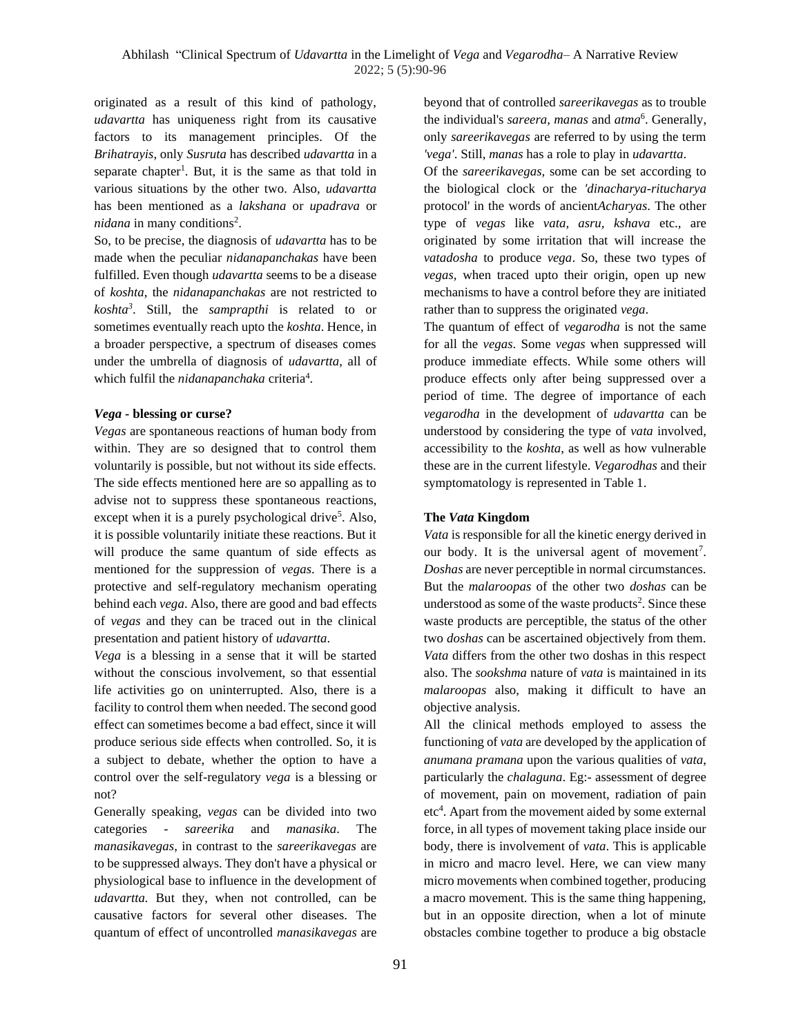originated as a result of this kind of pathology, *udavartta* has uniqueness right from its causative factors to its management principles. Of the *Brihatrayis*, only *Susruta* has described *udavartta* in a separate chapter[1]. But, it is the same as that told in various situations by the other two. Also, *udavartta* has been mentioned as a *lakshana* or *upadrava* or *nidana* in many conditions[2].

So, to be precise, the diagnosis of *udavartta* has to be made when the peculiar *nidanapanchakas* have been fulfilled. Even though *udavartta* seems to be a disease of *koshta*, the *nidanapanchakas* are not restricted to *koshta*[3]. Still, the *samprapthi* is related to or sometimes eventually reach upto the *koshta*. Hence, in a broader perspective, a spectrum of diseases comes under the umbrella of diagnosis of *udavartta*, all of which fulfil the *nidanapanchaka* criteria[4].

### *Vega* - blessing or curse?

*Vegas* are spontaneous reactions of human body from within. They are so designed that to control them voluntarily is possible, but not without its side effects. The side effects mentioned here are so appalling as to advise not to suppress these spontaneous reactions, except when it is a purely psychological drive[5]. Also, it is possible voluntarily initiate these reactions. But it will produce the same quantum of side effects as mentioned for the suppression of *vegas*. There is a protective and self-regulatory mechanism operating behind each *vega*. Also, there are good and bad effects of *vegas* and they can be traced out in the clinical presentation and patient history of *udavartta*.

*Vega* is a blessing in a sense that it will be started without the conscious involvement, so that essential life activities go on uninterrupted. Also, there is a facility to control them when needed. The second good effect can sometimes become a bad effect, since it will produce serious side effects when controlled. So, it is a subject to debate, whether the option to have a control over the self-regulatory *vega* is a blessing or not?

Generally speaking, *vegas* can be divided into two categories - *sareerika* and *manasika*. The *manasikavegas*, in contrast to the *sareerikavegas* are to be suppressed always. They don't have a physical or physiological base to influence in the development of *udavartta.* But they, when not controlled, can be causative factors for several other diseases. The quantum of effect of uncontrolled *manasikavegas* are beyond that of controlled *sareerikavegas* as to trouble the individual's *sareera, manas* and *atma*[6]. Generally, only *sareerikavegas* are referred to by using the term *'vega'*. Still, *manas* has a role to play in *udavartta*.

Of the *sareerikavegas,* some can be set according to the biological clock or the *'dinacharya-ritucharya* protocol' in the words of ancient*Acharyas*. The other type of *vegas* like *vata, asru, kshava* etc., are originated by some irritation that will increase the *vatadosha* to produce *vega*. So, these two types of *vegas*, when traced upto their origin, open up new mechanisms to have a control before they are initiated rather than to suppress the originated *vega*.

The quantum of effect of *vegarodha* is not the same for all the *vegas*. Some *vegas* when suppressed will produce immediate effects. While some others will produce effects only after being suppressed over a period of time. The degree of importance of each *vegarodha* in the development of *udavartta* can be understood by considering the type of *vata* involved, accessibility to the *koshta*, as well as how vulnerable these are in the current lifestyle. *Vegarodhas* and their symptomatology is represented in Table 1.

### The *Vata* Kingdom

*Vata* is responsible for all the kinetic energy derived in our body. It is the universal agent of movement[7]. *Doshas* are never perceptible in normal circumstances. But the *malaroopas* of the other two *doshas* can be understood as some of the waste products[2]. Since these waste products are perceptible, the status of the other two *doshas* can be ascertained objectively from them. *Vata* differs from the other two doshas in this respect also. The *sookshma* nature of *vata* is maintained in its *malaroopas* also, making it difficult to have an objective analysis.

All the clinical methods employed to assess the functioning of *vata* are developed by the application of *anumana pramana* upon the various qualities of *vata*, particularly the *chalaguna*. Eg:- assessment of degree of movement, pain on movement, radiation of pain etc[4]. Apart from the movement aided by some external force, in all types of movement taking place inside our body, there is involvement of *vata*. This is applicable in micro and macro level. Here, we can view many micro movements when combined together, producing a macro movement. This is the same thing happening, but in an opposite direction, when a lot of minute obstacles combine together to produce a big obstacle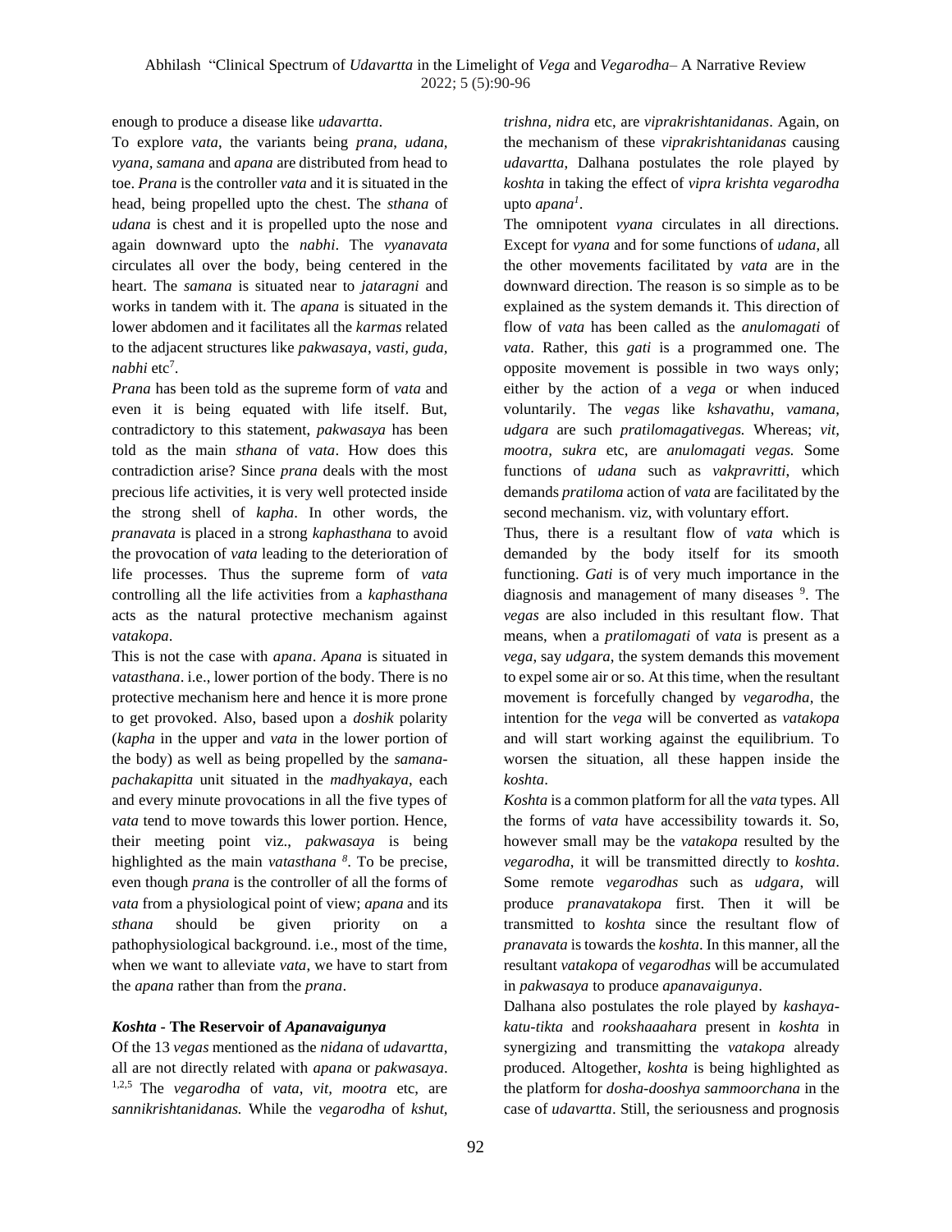enough to produce a disease like *udavartta*.

To explore *vata*, the variants being *prana*, *udana, vyana, samana* and *apana* are distributed from head to toe. *Prana* is the controller *vata* and it is situated in the head, being propelled upto the chest. The *sthana* of *udana* is chest and it is propelled upto the nose and again downward upto the *nabhi*. The *vyanavata* circulates all over the body, being centered in the heart. The *samana* is situated near to *jataragni* and works in tandem with it. The *apana* is situated in the lower abdomen and it facilitates all the *karmas* related to the adjacent structures like *pakwasaya*, *vasti, guda, nabhi* etc[7].

*Prana* has been told as the supreme form of *vata* and even it is being equated with life itself. But, contradictory to this statement, *pakwasaya* has been told as the main *sthana* of *vata*. How does this contradiction arise? Since *prana* deals with the most precious life activities, it is very well protected inside the strong shell of *kapha*. In other words, the *pranavata* is placed in a strong *kaphasthana* to avoid the provocation of *vata* leading to the deterioration of life processes. Thus the supreme form of *vata* controlling all the life activities from a *kaphasthana* acts as the natural protective mechanism against *vatakopa*.

This is not the case with *apana*. *Apana* is situated in *vatasthana*. i.e., lower portion of the body. There is no protective mechanism here and hence it is more prone to get provoked. Also, based upon a *doshik* polarity (*kapha* in the upper and *vata* in the lower portion of the body) as well as being propelled by the *samana-pachakapitta* unit situated in the *madhyakaya*, each and every minute provocations in all the five types of *vata* tend to move towards this lower portion. Hence, their meeting point viz., *pakwasaya* is being highlighted as the main *vatasthana* [8]. To be precise, even though *prana* is the controller of all the forms of *vata* from a physiological point of view; *apana* and its *sthana* should be given priority on a pathophysiological background. i.e., most of the time, when we want to alleviate *vata*, we have to start from the *apana* rather than from the *prana*.

### *Koshta* - The Reservoir of *Apanavaigunya*

Of the 13 *vegas* mentioned as the *nidana* of *udavartta*, all are not directly related with *apana* or *pakwasaya*. [1,2,5] The *vegarodha* of *vata*, *vit*, *mootra* etc, are *sannikrishtanidanas.* While the *vegarodha* of *kshut, trishna, nidra* etc, are *viprakrishtanidanas*. Again, on the mechanism of these *viprakrishtanidanas* causing *udavartta*, Dalhana postulates the role played by *koshta* in taking the effect of *vipra krishta vegarodha* upto *apana*[1].

The omnipotent *vyana* circulates in all directions. Except for *vyana* and for some functions of *udana*, all the other movements facilitated by *vata* are in the downward direction. The reason is so simple as to be explained as the system demands it. This direction of flow of *vata* has been called as the *anulomagati* of *vata*. Rather, this *gati* is a programmed one. The opposite movement is possible in two ways only; either by the action of a *vega* or when induced voluntarily. The *vegas* like *kshavathu*, *vamana*, *udgara* are such *pratilomagativegas.* Whereas; *vit, mootra, sukra* etc, are *anulomagati vegas.* Some functions of *udana* such as *vakpravritti*, which demands *pratiloma* action of *vata* are facilitated by the second mechanism. viz, with voluntary effort.

Thus, there is a resultant flow of *vata* which is demanded by the body itself for its smooth functioning. *Gati* is of very much importance in the diagnosis and management of many diseases [9]. The *vegas* are also included in this resultant flow. That means, when a *pratilomagati* of *vata* is present as a *vega*, say *udgara*, the system demands this movement to expel some air or so. At this time, when the resultant movement is forcefully changed by *vegarodha*, the intention for the *vega* will be converted as *vatakopa* and will start working against the equilibrium. To worsen the situation, all these happen inside the *koshta*.

*Koshta* is a common platform for all the *vata* types. All the forms of *vata* have accessibility towards it. So, however small may be the *vatakopa* resulted by the *vegarodha*, it will be transmitted directly to *koshta*. Some remote *vegarodhas* such as *udgara,* will produce *pranavatakopa* first. Then it will be transmitted to *koshta* since the resultant flow of *pranavata* is towards the *koshta*. In this manner, all the resultant *vatakopa* of *vegarodhas* will be accumulated in *pakwasaya* to produce *apanavaigunya*.

Dalhana also postulates the role played by *kashaya-katu-tikta* and *rookshaaahara* present in *koshta* in synergizing and transmitting the *vatakopa* already produced. Altogether, *koshta* is being highlighted as the platform for *dosha-dooshya sammoorchana* in the case of *udavartta*. Still, the seriousness and prognosis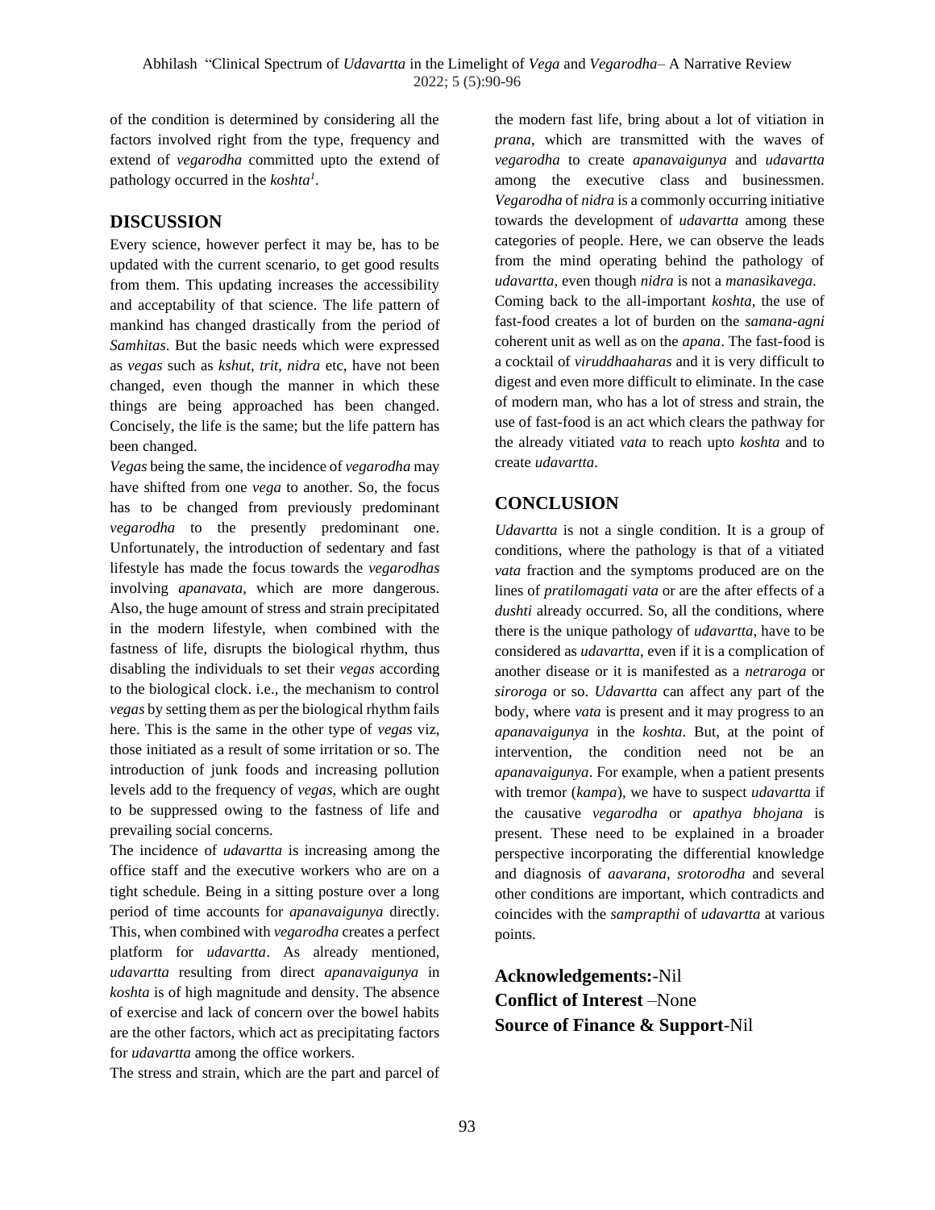of the condition is determined by considering all the factors involved right from the type, frequency and extend of *vegarodha* committed upto the extend of pathology occurred in the *koshta*[1].

## DISCUSSION

Every science, however perfect it may be, has to be updated with the current scenario, to get good results from them. This updating increases the accessibility and acceptability of that science. The life pattern of mankind has changed drastically from the period of *Samhitas*. But the basic needs which were expressed as *vegas* such as *kshut*, *trit*, *nidra* etc, have not been changed, even though the manner in which these things are being approached has been changed. Concisely, the life is the same; but the life pattern has been changed.

*Vegas* being the same, the incidence of *vegarodha* may have shifted from one *vega* to another. So, the focus has to be changed from previously predominant *vegarodha* to the presently predominant one. Unfortunately, the introduction of sedentary and fast lifestyle has made the focus towards the *vegarodhas* involving *apanavata*, which are more dangerous. Also, the huge amount of stress and strain precipitated in the modern lifestyle, when combined with the fastness of life, disrupts the biological rhythm, thus disabling the individuals to set their *vegas* according to the biological clock. i.e., the mechanism to control *vegas* by setting them as per the biological rhythm fails here. This is the same in the other type of *vegas* viz, those initiated as a result of some irritation or so. The introduction of junk foods and increasing pollution levels add to the frequency of *vegas*, which are ought to be suppressed owing to the fastness of life and prevailing social concerns.

The incidence of *udavartta* is increasing among the office staff and the executive workers who are on a tight schedule. Being in a sitting posture over a long period of time accounts for *apanavaigunya* directly. This, when combined with *vegarodha* creates a perfect platform for *udavartta*. As already mentioned, *udavartta* resulting from direct *apanavaigunya* in *koshta* is of high magnitude and density. The absence of exercise and lack of concern over the bowel habits are the other factors, which act as precipitating factors for *udavartta* among the office workers.

The stress and strain, which are the part and parcel of the modern fast life, bring about a lot of vitiation in *prana*, which are transmitted with the waves of *vegarodha* to create *apanavaigunya* and *udavartta* among the executive class and businessmen. *Vegarodha* of *nidra* is a commonly occurring initiative towards the development of *udavartta* among these categories of people. Here, we can observe the leads from the mind operating behind the pathology of *udavartta*, even though *nidra* is not a *manasikavega*.

Coming back to the all-important *koshta*, the use of fast-food creates a lot of burden on the *samana-agni* coherent unit as well as on the *apana*. The fast-food is a cocktail of *viruddhaaharas* and it is very difficult to digest and even more difficult to eliminate. In the case of modern man, who has a lot of stress and strain, the use of fast-food is an act which clears the pathway for the already vitiated *vata* to reach upto *koshta* and to create *udavartta*.

## CONCLUSION

*Udavartta* is not a single condition. It is a group of conditions, where the pathology is that of a vitiated *vata* fraction and the symptoms produced are on the lines of *pratilomagati vata* or are the after effects of a *dushti* already occurred. So, all the conditions, where there is the unique pathology of *udavartta*, have to be considered as *udavartta*, even if it is a complication of another disease or it is manifested as a *netraroga* or *siroroga* or so. *Udavartta* can affect any part of the body, where *vata* is present and it may progress to an *apanavaigunya* in the *koshta*. But, at the point of intervention, the condition need not be an *apanavaigunya*. For example, when a patient presents with tremor (*kampa*), we have to suspect *udavartta* if the causative *vegarodha* or *apathya bhojana* is present. These need to be explained in a broader perspective incorporating the differential knowledge and diagnosis of *aavarana*, *srotorodha* and several other conditions are important, which contradicts and coincides with the *samprapthi* of *udavartta* at various points.

**Acknowledgements:**-Nil

**Conflict of Interest** –None

**Source of Finance & Support**-Nil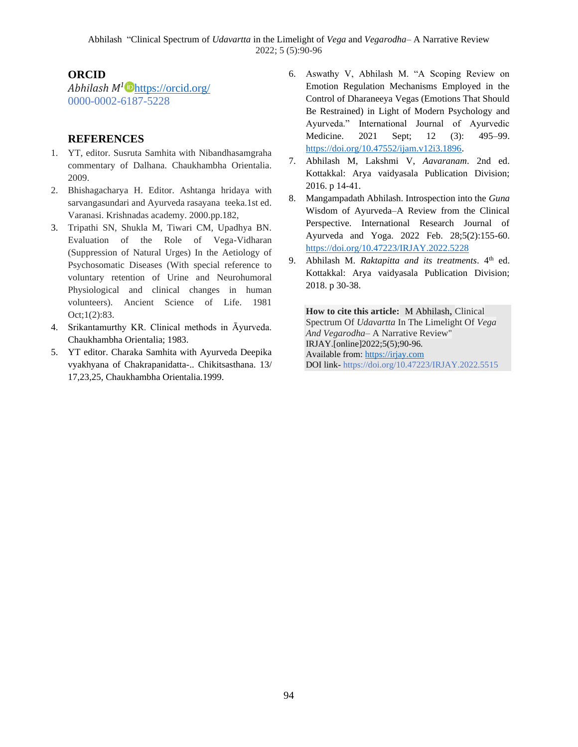## ORCID

*Abhilash M*[1] https://orcid.org/0000-0002-6187-5228

## REFERENCES

1. YT, editor. Susruta Samhita with Nibandhasamgraha commentary of Dalhana. Chaukhambha Orientalia. 2009.
2. Bhishagacharya H. Editor. Ashtanga hridaya with sarvangasundari and Ayurveda rasayana teeka.1st ed. Varanasi. Krishnadas academy. 2000.pp.182,
3. Tripathi SN, Shukla M, Tiwari CM, Upadhya BN. Evaluation of the Role of Vega-Vidharan (Suppression of Natural Urges) In the Aetiology of Psychosomatic Diseases (With special reference to voluntary retention of Urine and Neurohumoral Physiological and clinical changes in human volunteers). Ancient Science of Life. 1981 Oct;1(2):83.
4. Srikantamurthy KR. Clinical methods in Āyurveda. Chaukhambha Orientalia; 1983.
5. YT editor. Charaka Samhita with Ayurveda Deepika vyakhyana of Chakrapanidatta-.. Chikitsasthana. 13/ 17,23,25, Chaukhambha Orientalia.1999.
6. Aswathy V, Abhilash M. "A Scoping Review on Emotion Regulation Mechanisms Employed in the Control of Dharaneeya Vegas (Emotions That Should Be Restrained) in Light of Modern Psychology and Ayurveda." International Journal of Ayurvedic Medicine. 2021 Sept; 12 (3): 495–99. https://doi.org/10.47552/ijam.v12i3.1896.
7. Abhilash M, Lakshmi V, *Aavaranam*. 2nd ed. Kottakkal: Arya vaidyasala Publication Division; 2016. p 14-41.
8. Mangampadath Abhilash. Introspection into the *Guna* Wisdom of Ayurveda–A Review from the Clinical Perspective. International Research Journal of Ayurveda and Yoga. 2022 Feb. 28;5(2):155-60. https://doi.org/10.47223/IRJAY.2022.5228
9. Abhilash M. *Raktapitta and its treatments*. 4th ed. Kottakkal: Arya vaidyasala Publication Division; 2018. p 30-38.

**How to cite this article:** M Abhilash, Clinical Spectrum Of *Udavartta* In The Limelight Of *Vega And Vegarodha*– A Narrative Review" IRJAY.[online]2022;5(5);90-96.
Available from: https://irjay.com
DOI link- https://doi.org/10.47223/IRJAY.2022.5515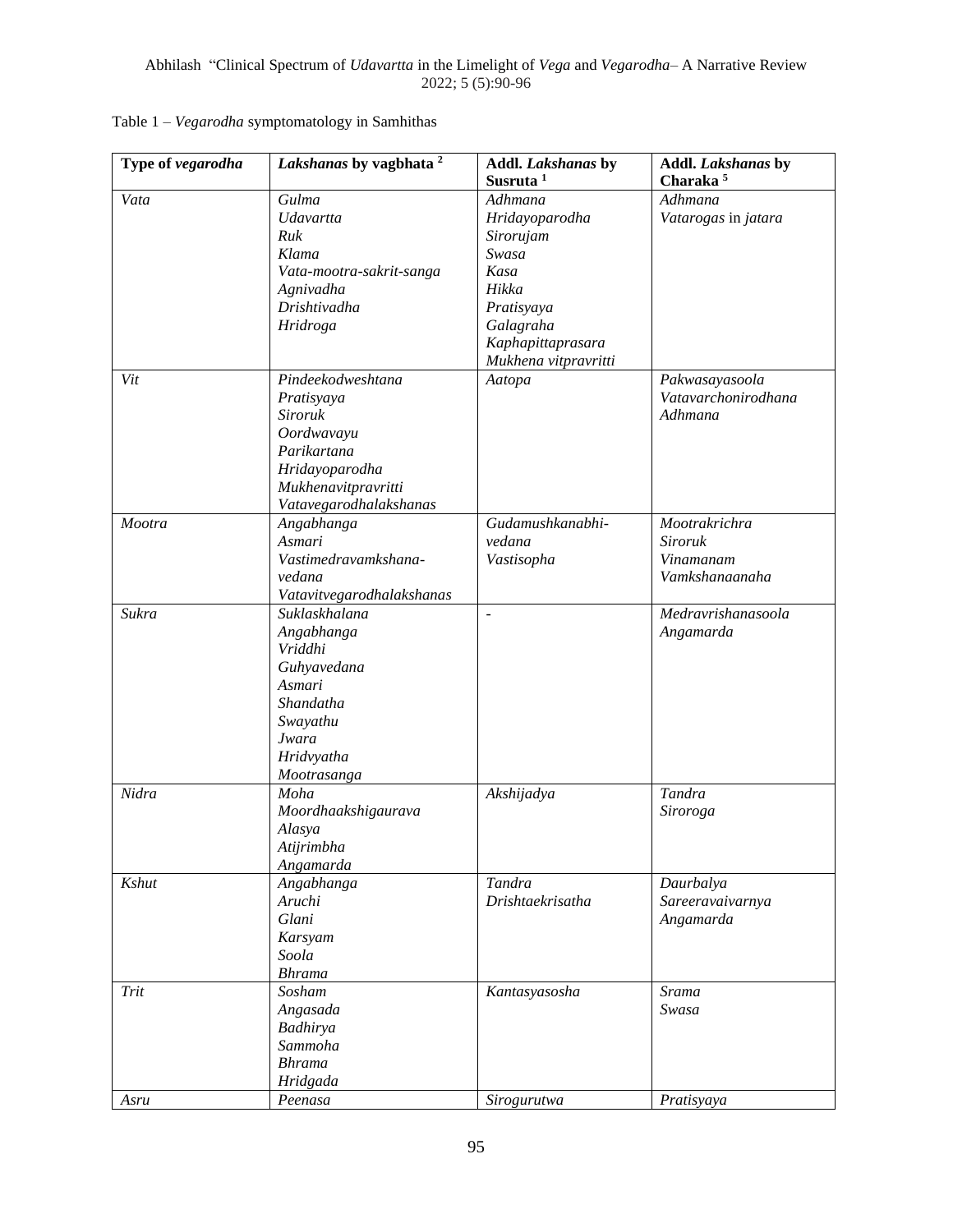Table 1 – *Vegarodha* symptomatology in Samhithas

| Type of *vegarodha* | *Lakshanas* by vagbhata [2] | Addl. *Lakshanas* by Susruta [1] | Addl. *Lakshanas* by Charaka [5] |
|---|---|---|---|
| *Vata* | *Gulma*<br>*Udavartta*<br>*Ruk*<br>*Klama*<br>*Vata-mootra-sakrit-sanga*<br>*Agnivadha*<br>*Drishtivadha*<br>*Hridroga* | *Adhmana*<br>*Hridayoparodha*<br>*Sirorujam*<br>*Swasa*<br>*Kasa*<br>*Hikka*<br>*Pratisyaya*<br>*Galagraha*<br>*Kaphapittaprasara*<br>*Mukhena vitpravritti* | *Adhmana*<br>*Vatarogas* in *jatara* |
| *Vit* | *Pindeekodweshtana*<br>*Pratisyaya*<br>*Siroruk*<br>*Oordwavayu*<br>*Parikartana*<br>*Hridayoparodha*<br>*Mukhenavitpravritti*<br>*Vatavegarodhalakshanas* | *Aatopa* | *Pakwasayasoola*<br>*Vatavarchonirodhana*<br>*Adhmana* |
| *Mootra* | *Angabhanga*<br>*Asmari*<br>*Vastimedravamkshana-vedana*<br>*Vatavitvegarodhalakshanas* | *Gudamushkanabhi-vedana*<br>*Vastisopha* | *Mootrakrichra*<br>*Siroruk*<br>*Vinamanam*<br>*Vamkshanaanaha* |
| *Sukra* | *Suklaskhalana*<br>*Angabhanga*<br>*Vriddhi*<br>*Guhyavedana*<br>*Asmari*<br>*Shandatha*<br>*Swayathu*<br>*Jwara*<br>*Hridvyatha*<br>*Mootrasanga* | - | *Medravrishanasoola*<br>*Angamarda* |
| *Nidra* | *Moha*<br>*Moordhaakshigaurava*<br>*Alasya*<br>*Atijrimbha*<br>*Angamarda* | *Akshijadya* | *Tandra*<br>*Siroroga* |
| *Kshut* | *Angabhanga*<br>*Aruchi*<br>*Glani*<br>*Karsyam*<br>*Soola*<br>*Bhrama* | *Tandra*<br>*Drishtaekrisatha* | *Daurbalya*<br>*Sareeravaivarnya*<br>*Angamarda* |
| *Trit* | *Sosham*<br>*Angasada*<br>*Badhirya*<br>*Sammoha*<br>*Bhrama*<br>*Hridgada* | *Kantasyasosha* | *Srama*<br>*Swasa* |
| *Asru* | *Peenasa* | *Sirogurutwa* | *Pratisyaya* |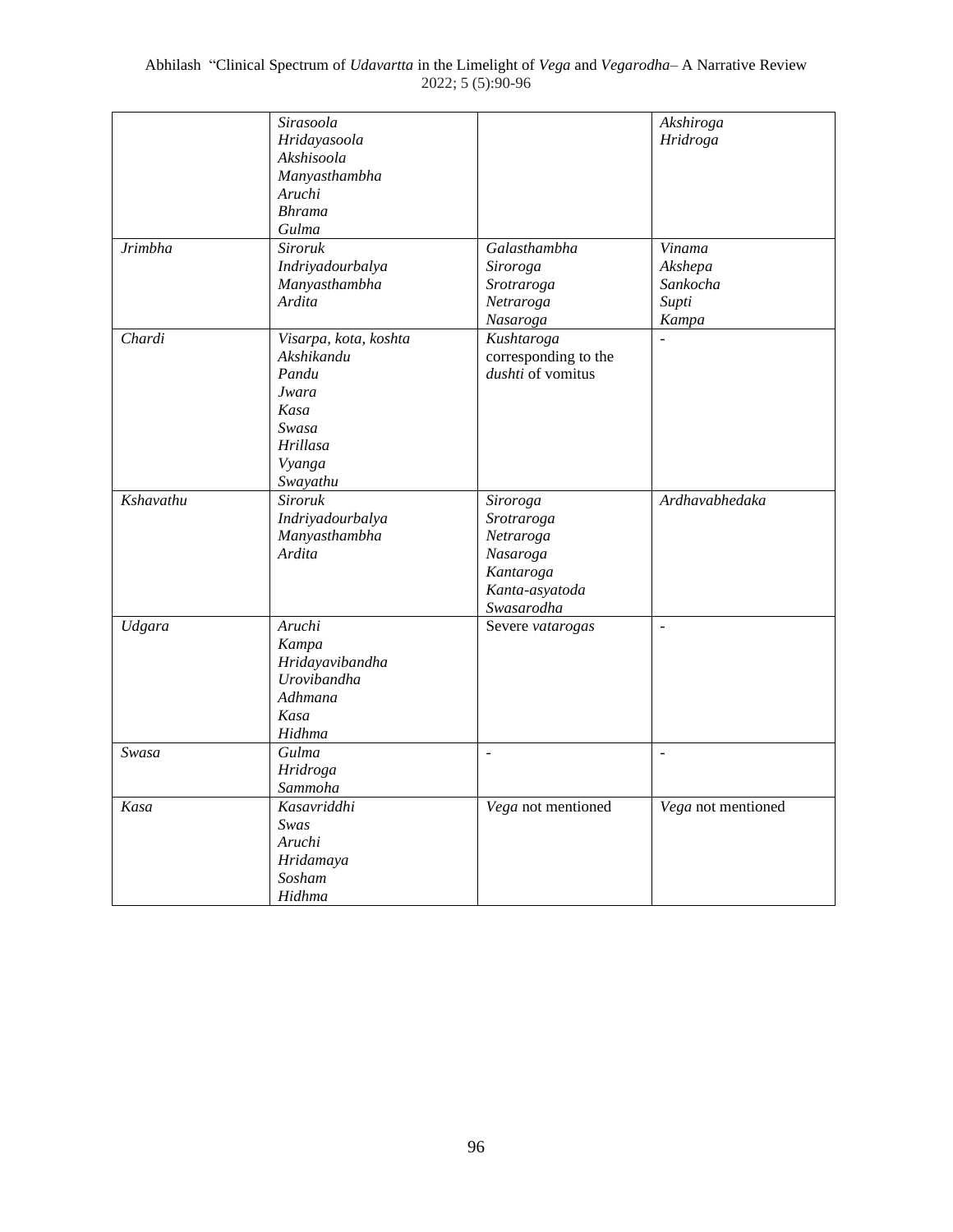| | | | |
|---|---|---|---|
| | *Sirasoola*<br>*Hridayasoola*<br>*Akshisoola*<br>*Manyasthambha*<br>*Aruchi*<br>*Bhrama*<br>*Gulma* | | *Akshiroga*<br>*Hridroga* |
| *Jrimbha* | *Siroruk*<br>*Indriyadourbalya*<br>*Manyasthambha*<br>*Ardita* | *Galasthambha*<br>*Siroroga*<br>*Srotraroga*<br>*Netraroga*<br>*Nasaroga* | *Vinama*<br>*Akshepa*<br>*Sankocha*<br>*Supti*<br>*Kampa* |
| *Chardi* | *Visarpa, kota, koshta*<br>*Akshikandu*<br>*Pandu*<br>*Jwara*<br>*Kasa*<br>*Swasa*<br>*Hrillasa*<br>*Vyanga*<br>*Swayathu* | *Kushtaroga* corresponding to the *dushti* of vomitus | - |
| *Kshavathu* | *Siroruk*<br>*Indriyadourbalya*<br>*Manyasthambha*<br>*Ardita* | *Siroroga*<br>*Srotraroga*<br>*Netraroga*<br>*Nasaroga*<br>*Kantaroga*<br>*Kanta-asyatoda*<br>*Swasarodha* | *Ardhavabhedaka* |
| *Udgara* | *Aruchi*<br>*Kampa*<br>*Hridayavibandha*<br>*Urovibandha*<br>*Adhmana*<br>*Kasa*<br>*Hidhma* | Severe *vatarogas* | - |
| *Swasa* | *Gulma*<br>*Hridroga*<br>*Sammoha* | - | - |
| *Kasa* | *Kasavriddhi*<br>*Swas*<br>*Aruchi*<br>*Hridamaya*<br>*Sosham*<br>*Hidhma* | *Vega* not mentioned | *Vega* not mentioned |